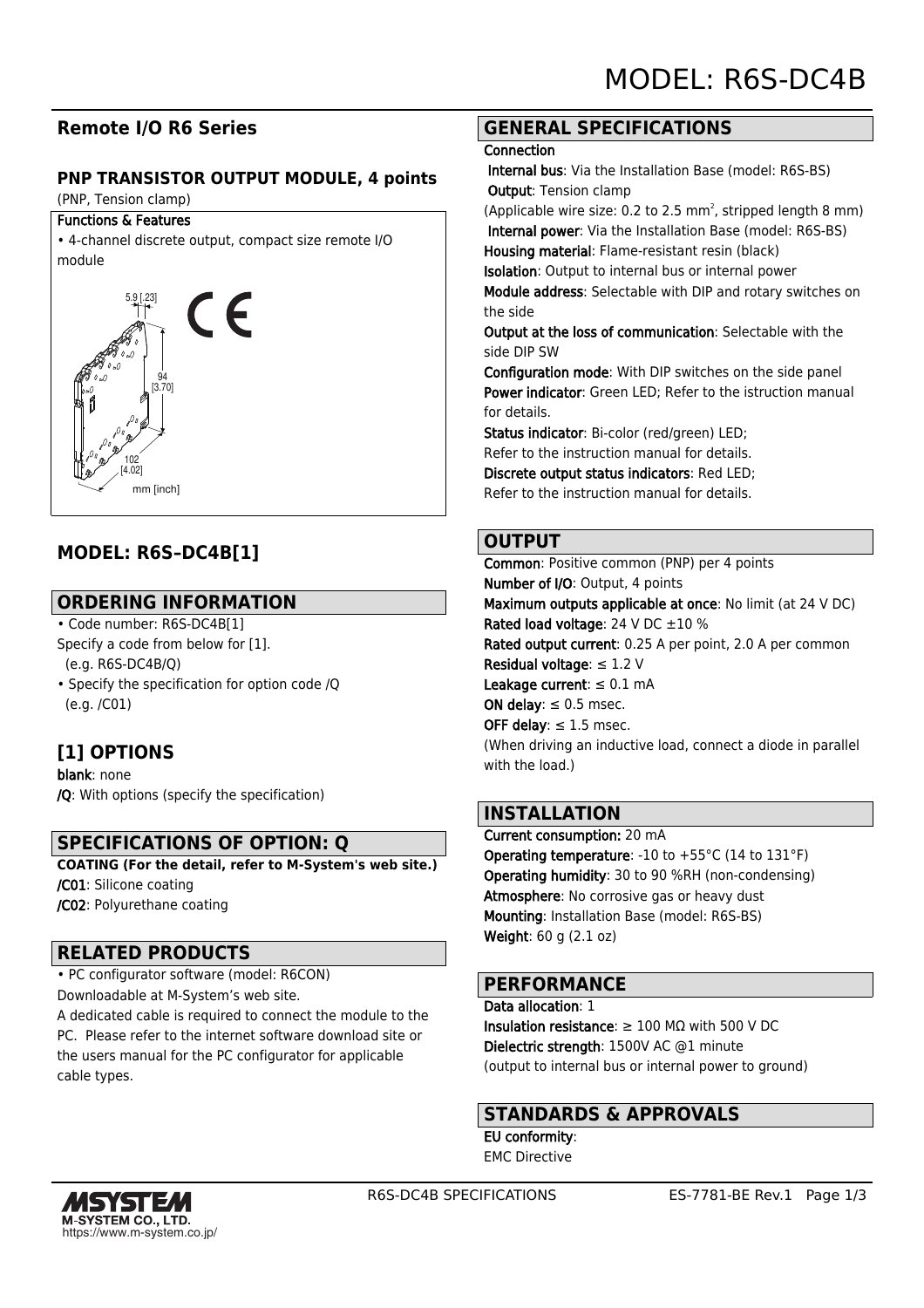# MODEL: R6S-DC4B

## Remote I/O R6 Series

### PNP TRANSISTOR OUTPUT MODULE, 4 points

(PNP, Tension clamp)

**Functions & Features**

• 4-channel discrete output, compact size remote I/O module

5.9 [.23]

94 [3.70]

102 [4.02]

mm [inch]

## MODEL: R6S–DC4B[1]

## ORDERING INFORMATION

• Code number: R6S-DC4B[1]
Specify a code from below for [1].
(e.g. R6S-DC4B/Q)

• Specify the specification for option code /Q
(e.g. /C01)

## [1] OPTIONS

**blank**: none
**/Q**: With options (specify the specification)

## SPECIFICATIONS OF OPTION: Q

**COATING (For the detail, refer to M-System's web site.)**
**/C01**: Silicone coating
**/C02**: Polyurethane coating

## RELATED PRODUCTS

• PC configurator software (model: R6CON)
Downloadable at M-System’s web site.
A dedicated cable is required to connect the module to the PC. Please refer to the internet software download site or the users manual for the PC configurator for applicable cable types.

## GENERAL SPECIFICATIONS

**Connection**
**Internal bus**: Via the Installation Base (model: R6S-BS)
**Output**: Tension clamp
(Applicable wire size: 0.2 to 2.5 mm$^2$, stripped length 8 mm)
**Internal power**: Via the Installation Base (model: R6S-BS)
**Housing material**: Flame-resistant resin (black)
**Isolation**: Output to internal bus or internal power
**Module address**: Selectable with DIP and rotary switches on the side
**Output at the loss of communication**: Selectable with the side DIP SW
**Configuration mode**: With DIP switches on the side panel
**Power indicator**: Green LED; Refer to the istruction manual for details.
**Status indicator**: Bi-color (red/green) LED;
Refer to the instruction manual for details.
**Discrete output status indicators**: Red LED;
Refer to the instruction manual for details.

## OUTPUT

**Common**: Positive common (PNP) per 4 points
**Number of I/O**: Output, 4 points
**Maximum outputs applicable at once**: No limit (at 24 V DC)
**Rated load voltage**: 24 V DC ±10 %
**Rated output current**: 0.25 A per point, 2.0 A per common
**Residual voltage**: ≤ 1.2 V
**Leakage current**: ≤ 0.1 mA
**ON delay**: ≤ 0.5 msec.
**OFF delay**: ≤ 1.5 msec.
(When driving an inductive load, connect a diode in parallel with the load.)

## INSTALLATION

**Current consumption:** 20 mA
**Operating temperature**: -10 to +55°C (14 to 131°F)
**Operating humidity**: 30 to 90 %RH (non-condensing)
**Atmosphere**: No corrosive gas or heavy dust
**Mounting**: Installation Base (model: R6S-BS)
**Weight**: 60 g (2.1 oz)

## PERFORMANCE

**Data allocation**: 1
**Insulation resistance**: ≥ 100 MΩ with 500 V DC
**Dielectric strength**: 1500V AC @1 minute
(output to internal bus or internal power to ground)

## STANDARDS & APPROVALS

**EU conformity**:
EMC Directive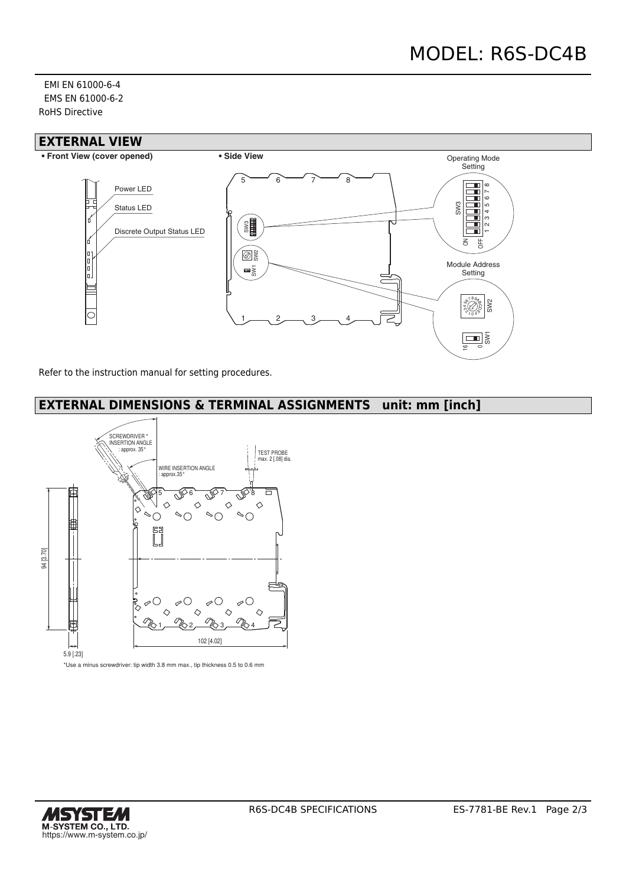EMI EN 61000-6-4
EMS EN 61000-6-2
RoHS Directive

## EXTERNAL VIEW

**• Front View (cover opened)**

Power LED
Status LED
Discrete Output Status LED

**• Side View**

Operating Mode Setting

Module Address Setting

Refer to the instruction manual for setting procedures.

## EXTERNAL DIMENSIONS & TERMINAL ASSIGNMENTS unit: mm [inch]

SCREWDRIVER * INSERTION ANGLE : approx. 35°

WIRE INSERTION ANGLE : approx.35°

TEST PROBE max. 2 [.08] dia.

94 [3.70]

102 [4.02]

5.9 [.23]

*Use a minus screwdriver: tip width 3.8 mm max., tip thickness 0.5 to 0.6 mm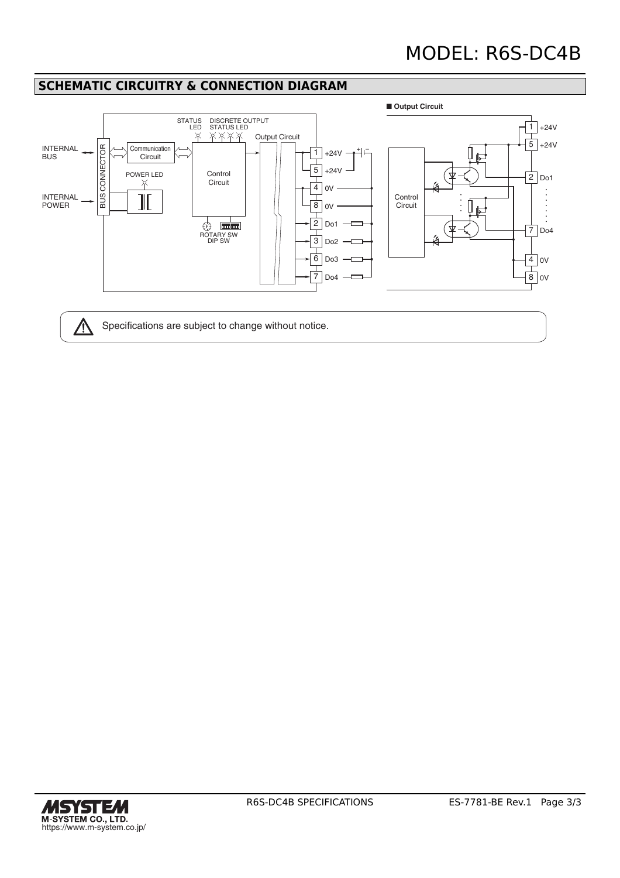## SCHEMATIC CIRCUITRY & CONNECTION DIAGRAM

INTERNAL BUS
INTERNAL POWER
BUS CONNECTOR
Communication Circuit
POWER LED
STATUS LED
DISCRETE OUTPUT STATUS LED
Control Circuit
ROTARY SW
DIP SW
Output Circuit
1 +24V
5 +24V
4 0V
8 0V
2 Do1
3 Do2
6 Do3
7 Do4

■ Output Circuit

Control Circuit
1 +24V
5 +24V
2 Do1
7 Do4
4 0V
8 0V

Specifications are subject to change without notice.